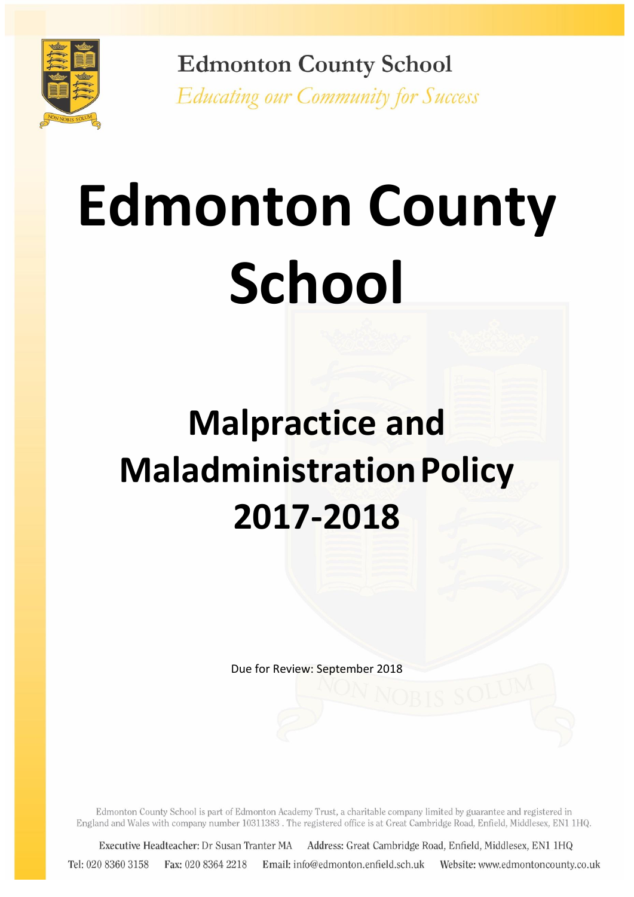Edmonton County School

*Educating our Community for Success*

# Edmonton County School

## Malpractice and Maladministration Policy 2017-2018

Due for Review: September 2018

Edmonton County School is part of Edmonton Academy Trust, a charitable company limited by guarantee and registered in England and Wales with company number 10311383 . The registered office is at Great Cambridge Road, Enfield, Middlesex, EN1 1HQ.

**Executive Headteacher:** Dr Susan Tranter MA **Address:** Great Cambridge Road, Enfield, Middlesex, EN1 1HQ

**Tel:** 020 8360 3158 **Fax:** 020 8364 2218 **Email:** info@edmonton.enfield.sch.uk **Website:** www.edmontoncounty.co.uk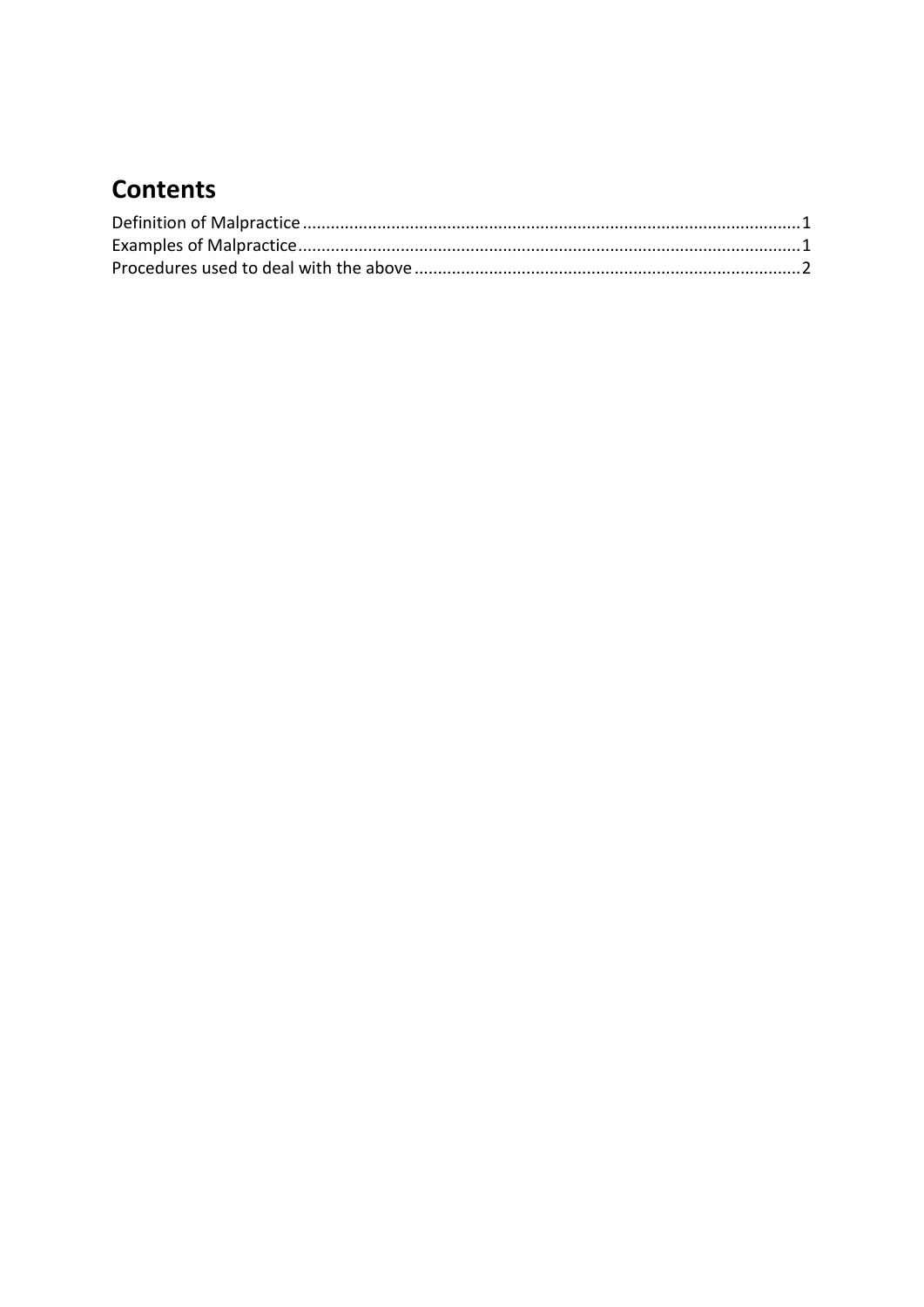# Contents

Definition of Malpractice........................................................................................................1
Examples of Malpractice........................................................................................................1
Procedures used to deal with the above..................................................................................2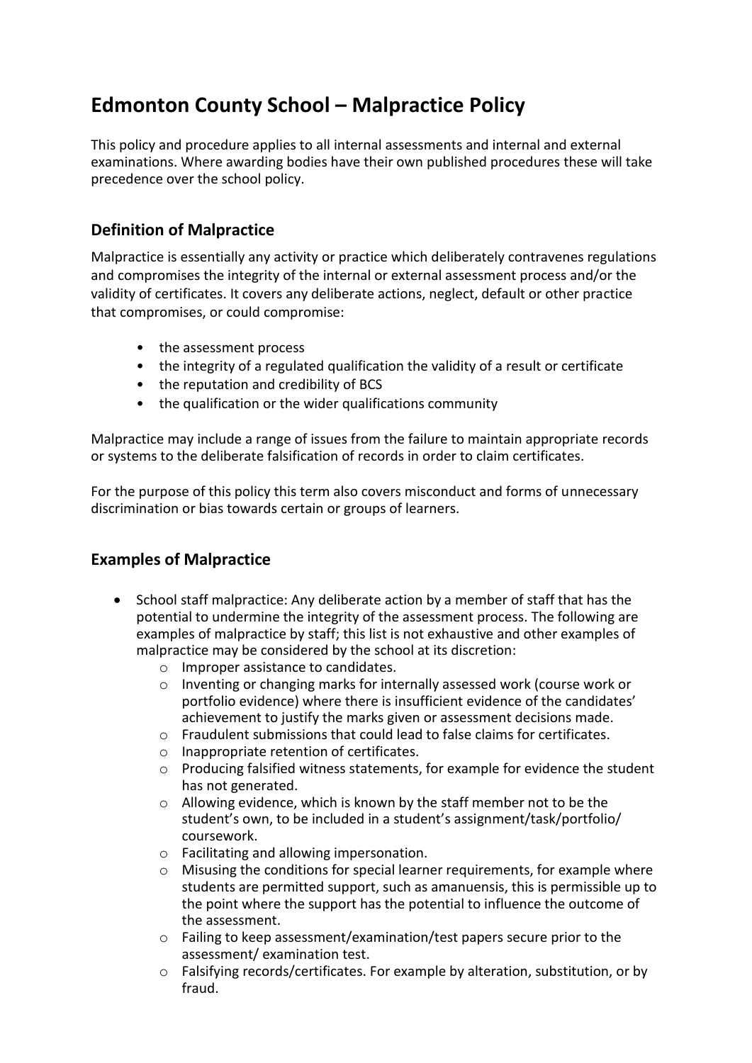# Edmonton County School – Malpractice Policy

This policy and procedure applies to all internal assessments and internal and external examinations. Where awarding bodies have their own published procedures these will take precedence over the school policy.

## Definition of Malpractice

Malpractice is essentially any activity or practice which deliberately contravenes regulations and compromises the integrity of the internal or external assessment process and/or the validity of certificates. It covers any deliberate actions, neglect, default or other practice that compromises, or could compromise:

- the assessment process
- the integrity of a regulated qualification the validity of a result or certificate
- the reputation and credibility of BCS
- the qualification or the wider qualifications community

Malpractice may include a range of issues from the failure to maintain appropriate records or systems to the deliberate falsification of records in order to claim certificates.

For the purpose of this policy this term also covers misconduct and forms of unnecessary discrimination or bias towards certain or groups of learners.

## Examples of Malpractice

- School staff malpractice: Any deliberate action by a member of staff that has the potential to undermine the integrity of the assessment process. The following are examples of malpractice by staff; this list is not exhaustive and other examples of malpractice may be considered by the school at its discretion:
    - Improper assistance to candidates.
    - Inventing or changing marks for internally assessed work (course work or portfolio evidence) where there is insufficient evidence of the candidates' achievement to justify the marks given or assessment decisions made.
    - Fraudulent submissions that could lead to false claims for certificates.
    - Inappropriate retention of certificates.
    - Producing falsified witness statements, for example for evidence the student has not generated.
    - Allowing evidence, which is known by the staff member not to be the student's own, to be included in a student's assignment/task/portfolio/ coursework.
    - Facilitating and allowing impersonation.
    - Misusing the conditions for special learner requirements, for example where students are permitted support, such as amanuensis, this is permissible up to the point where the support has the potential to influence the outcome of the assessment.
    - Failing to keep assessment/examination/test papers secure prior to the assessment/ examination test.
    - Falsifying records/certificates. For example by alteration, substitution, or by fraud.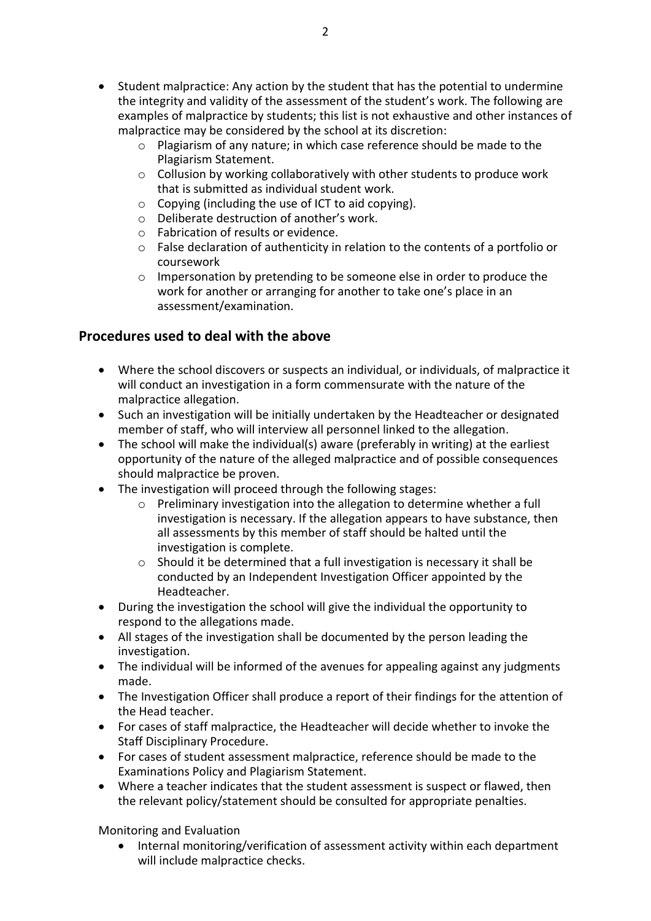- Student malpractice: Any action by the student that has the potential to undermine the integrity and validity of the assessment of the student's work. The following are examples of malpractice by students; this list is not exhaustive and other instances of malpractice may be considered by the school at its discretion:
    - Plagiarism of any nature; in which case reference should be made to the Plagiarism Statement.
    - Collusion by working collaboratively with other students to produce work that is submitted as individual student work.
    - Copying (including the use of ICT to aid copying).
    - Deliberate destruction of another's work.
    - Fabrication of results or evidence.
    - False declaration of authenticity in relation to the contents of a portfolio or coursework
    - Impersonation by pretending to be someone else in order to produce the work for another or arranging for another to take one's place in an assessment/examination.

## Procedures used to deal with the above

- Where the school discovers or suspects an individual, or individuals, of malpractice it will conduct an investigation in a form commensurate with the nature of the malpractice allegation.
- Such an investigation will be initially undertaken by the Headteacher or designated member of staff, who will interview all personnel linked to the allegation.
- The school will make the individual(s) aware (preferably in writing) at the earliest opportunity of the nature of the alleged malpractice and of possible consequences should malpractice be proven.
- The investigation will proceed through the following stages:
    - Preliminary investigation into the allegation to determine whether a full investigation is necessary. If the allegation appears to have substance, then all assessments by this member of staff should be halted until the investigation is complete.
    - Should it be determined that a full investigation is necessary it shall be conducted by an Independent Investigation Officer appointed by the Headteacher.
- During the investigation the school will give the individual the opportunity to respond to the allegations made.
- All stages of the investigation shall be documented by the person leading the investigation.
- The individual will be informed of the avenues for appealing against any judgments made.
- The Investigation Officer shall produce a report of their findings for the attention of the Head teacher.
- For cases of staff malpractice, the Headteacher will decide whether to invoke the Staff Disciplinary Procedure.
- For cases of student assessment malpractice, reference should be made to the Examinations Policy and Plagiarism Statement.
- Where a teacher indicates that the student assessment is suspect or flawed, then the relevant policy/statement should be consulted for appropriate penalties.

Monitoring and Evaluation

- Internal monitoring/verification of assessment activity within each department will include malpractice checks.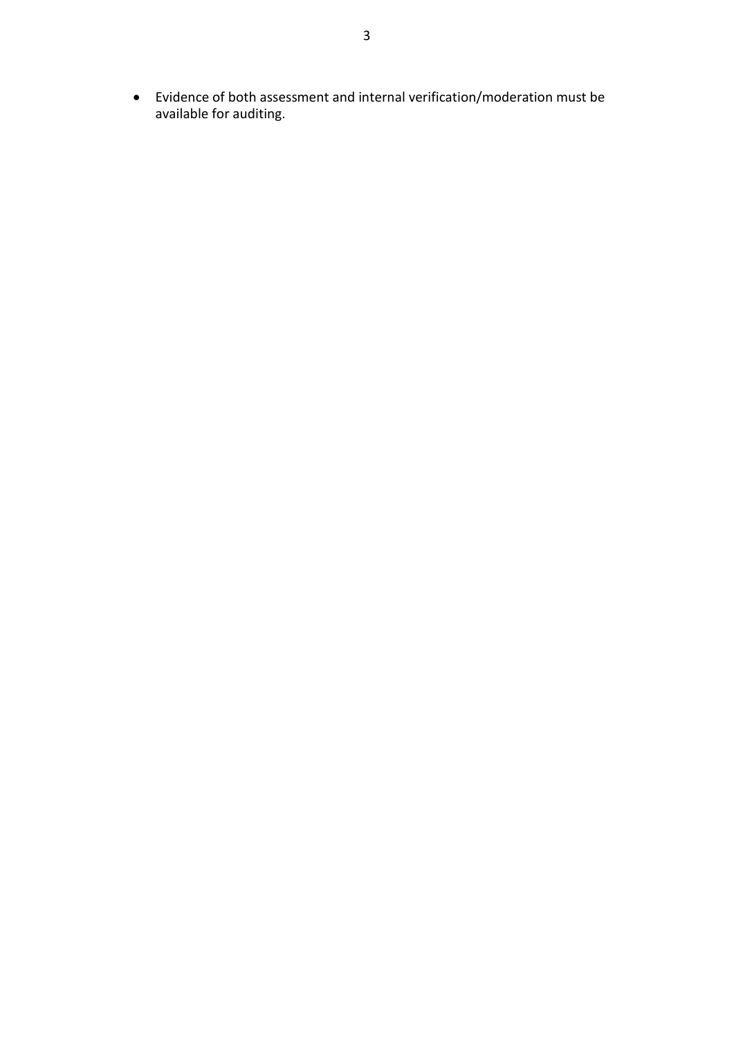- Evidence of both assessment and internal verification/moderation must be available for auditing.